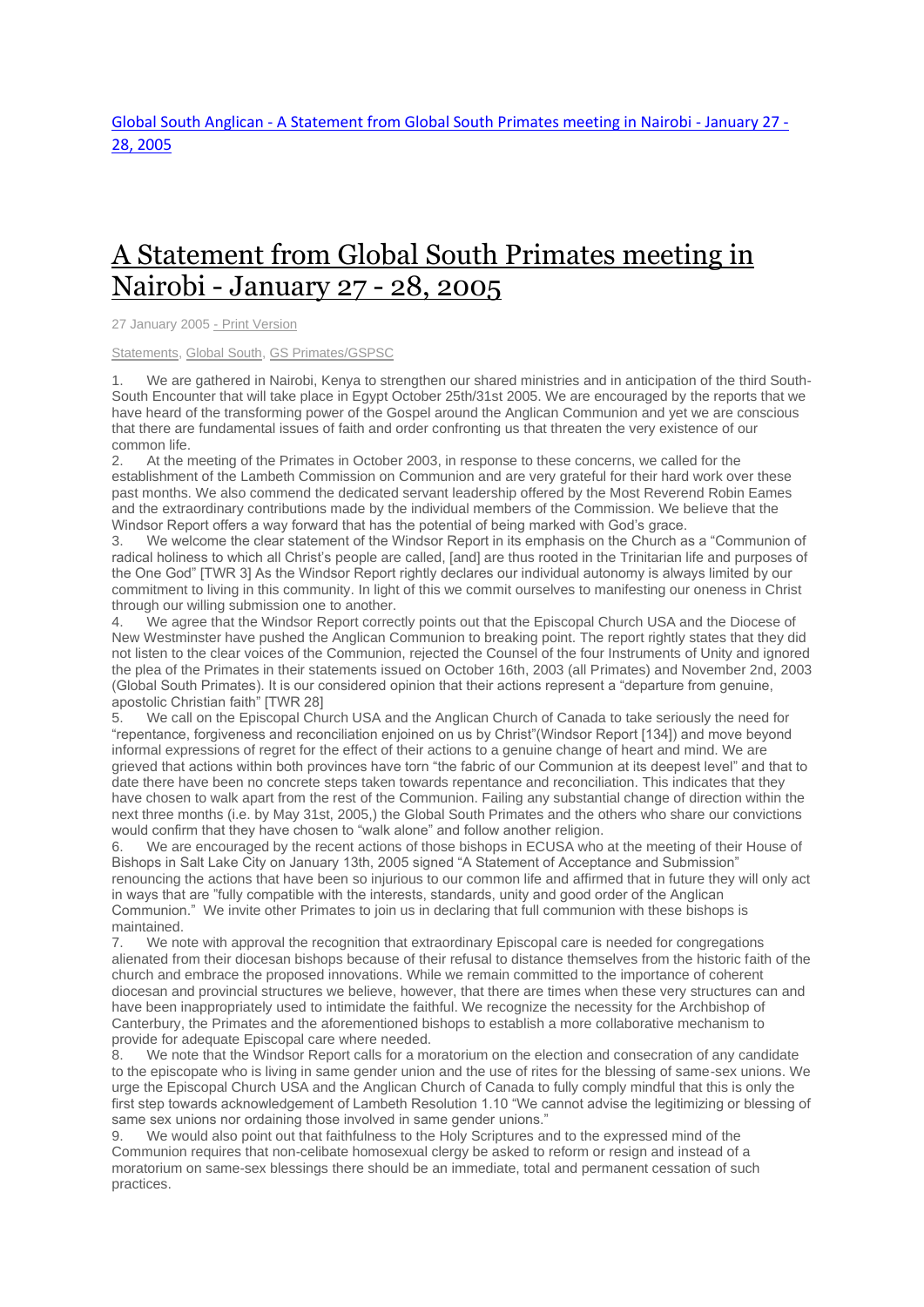Global South Anglican - A Statement from Global South Primates meeting in Nairobi - January 27 - 28, 2005

# A Statement from Global South Primates meeting in Nairobi - January 27 - 28, 2005

27 January 2005 - Print Version

Statements, Global South, GS Primates/GSPSC

1. We are gathered in Nairobi, Kenya to strengthen our shared ministries and in anticipation of the third South-South Encounter that will take place in Egypt October 25th/31st 2005. We are encouraged by the reports that we have heard of the transforming power of the Gospel around the Anglican Communion and yet we are conscious that there are fundamental issues of faith and order confronting us that threaten the very existence of our common life.
2. At the meeting of the Primates in October 2003, in response to these concerns, we called for the establishment of the Lambeth Commission on Communion and are very grateful for their hard work over these past months. We also commend the dedicated servant leadership offered by the Most Reverend Robin Eames and the extraordinary contributions made by the individual members of the Commission. We believe that the Windsor Report offers a way forward that has the potential of being marked with God's grace.
3. We welcome the clear statement of the Windsor Report in its emphasis on the Church as a "Communion of radical holiness to which all Christ's people are called, [and] are thus rooted in the Trinitarian life and purposes of the One God" [TWR 3] As the Windsor Report rightly declares our individual autonomy is always limited by our commitment to living in this community. In light of this we commit ourselves to manifesting our oneness in Christ through our willing submission one to another.
4. We agree that the Windsor Report correctly points out that the Episcopal Church USA and the Diocese of New Westminster have pushed the Anglican Communion to breaking point. The report rightly states that they did not listen to the clear voices of the Communion, rejected the Counsel of the four Instruments of Unity and ignored the plea of the Primates in their statements issued on October 16th, 2003 (all Primates) and November 2nd, 2003 (Global South Primates). It is our considered opinion that their actions represent a "departure from genuine, apostolic Christian faith" [TWR 28]
5. We call on the Episcopal Church USA and the Anglican Church of Canada to take seriously the need for "repentance, forgiveness and reconciliation enjoined on us by Christ"(Windsor Report [134]) and move beyond informal expressions of regret for the effect of their actions to a genuine change of heart and mind. We are grieved that actions within both provinces have torn "the fabric of our Communion at its deepest level" and that to date there have been no concrete steps taken towards repentance and reconciliation. This indicates that they have chosen to walk apart from the rest of the Communion. Failing any substantial change of direction within the next three months (i.e. by May 31st, 2005,) the Global South Primates and the others who share our convictions would confirm that they have chosen to "walk alone" and follow another religion.
6. We are encouraged by the recent actions of those bishops in ECUSA who at the meeting of their House of Bishops in Salt Lake City on January 13th, 2005 signed "A Statement of Acceptance and Submission" renouncing the actions that have been so injurious to our common life and affirmed that in future they will only act in ways that are "fully compatible with the interests, standards, unity and good order of the Anglican Communion." We invite other Primates to join us in declaring that full communion with these bishops is maintained.
7. We note with approval the recognition that extraordinary Episcopal care is needed for congregations alienated from their diocesan bishops because of their refusal to distance themselves from the historic faith of the church and embrace the proposed innovations. While we remain committed to the importance of coherent diocesan and provincial structures we believe, however, that there are times when these very structures can and have been inappropriately used to intimidate the faithful. We recognize the necessity for the Archbishop of Canterbury, the Primates and the aforementioned bishops to establish a more collaborative mechanism to provide for adequate Episcopal care where needed.
8. We note that the Windsor Report calls for a moratorium on the election and consecration of any candidate to the episcopate who is living in same gender union and the use of rites for the blessing of same-sex unions. We urge the Episcopal Church USA and the Anglican Church of Canada to fully comply mindful that this is only the first step towards acknowledgement of Lambeth Resolution 1.10 "We cannot advise the legitimizing or blessing of same sex unions nor ordaining those involved in same gender unions."
9. We would also point out that faithfulness to the Holy Scriptures and to the expressed mind of the Communion requires that non-celibate homosexual clergy be asked to reform or resign and instead of a moratorium on same-sex blessings there should be an immediate, total and permanent cessation of such practices.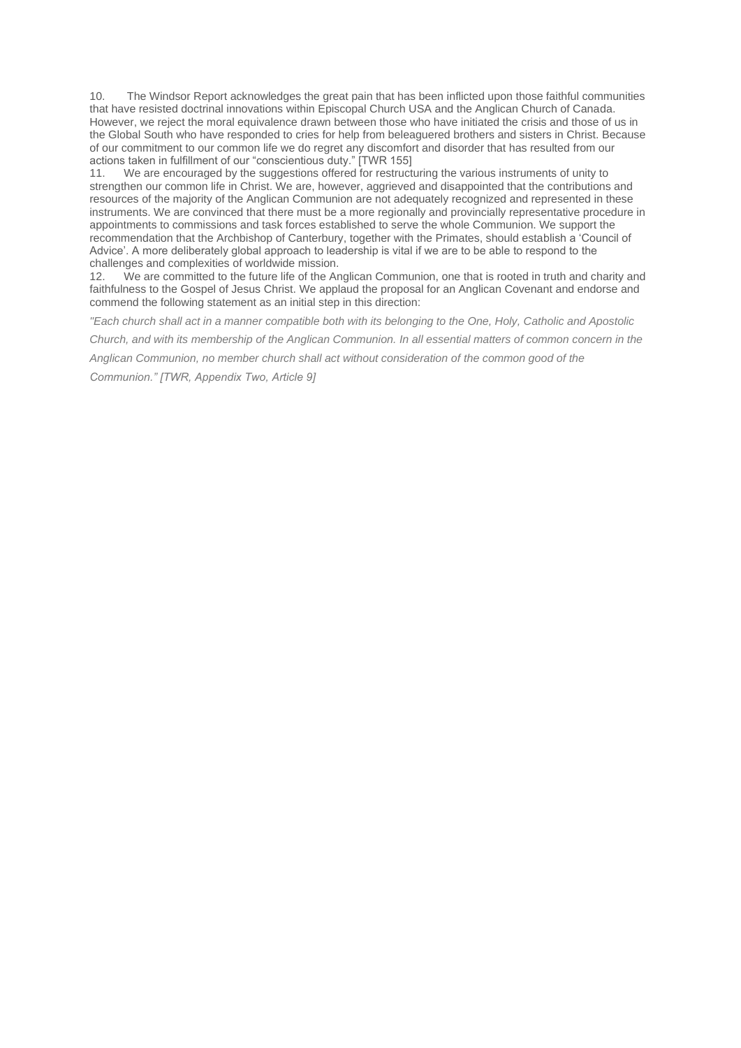10. The Windsor Report acknowledges the great pain that has been inflicted upon those faithful communities that have resisted doctrinal innovations within Episcopal Church USA and the Anglican Church of Canada. However, we reject the moral equivalence drawn between those who have initiated the crisis and those of us in the Global South who have responded to cries for help from beleaguered brothers and sisters in Christ. Because of our commitment to our common life we do regret any discomfort and disorder that has resulted from our actions taken in fulfillment of our "conscientious duty." [TWR 155]

11. We are encouraged by the suggestions offered for restructuring the various instruments of unity to strengthen our common life in Christ. We are, however, aggrieved and disappointed that the contributions and resources of the majority of the Anglican Communion are not adequately recognized and represented in these instruments. We are convinced that there must be a more regionally and provincially representative procedure in appointments to commissions and task forces established to serve the whole Communion. We support the recommendation that the Archbishop of Canterbury, together with the Primates, should establish a 'Council of Advice'. A more deliberately global approach to leadership is vital if we are to be able to respond to the challenges and complexities of worldwide mission.

12. We are committed to the future life of the Anglican Communion, one that is rooted in truth and charity and faithfulness to the Gospel of Jesus Christ. We applaud the proposal for an Anglican Covenant and endorse and commend the following statement as an initial step in this direction:

*"Each church shall act in a manner compatible both with its belonging to the One, Holy, Catholic and Apostolic Church, and with its membership of the Anglican Communion. In all essential matters of common concern in the Anglican Communion, no member church shall act without consideration of the common good of the Communion." [TWR, Appendix Two, Article 9]*